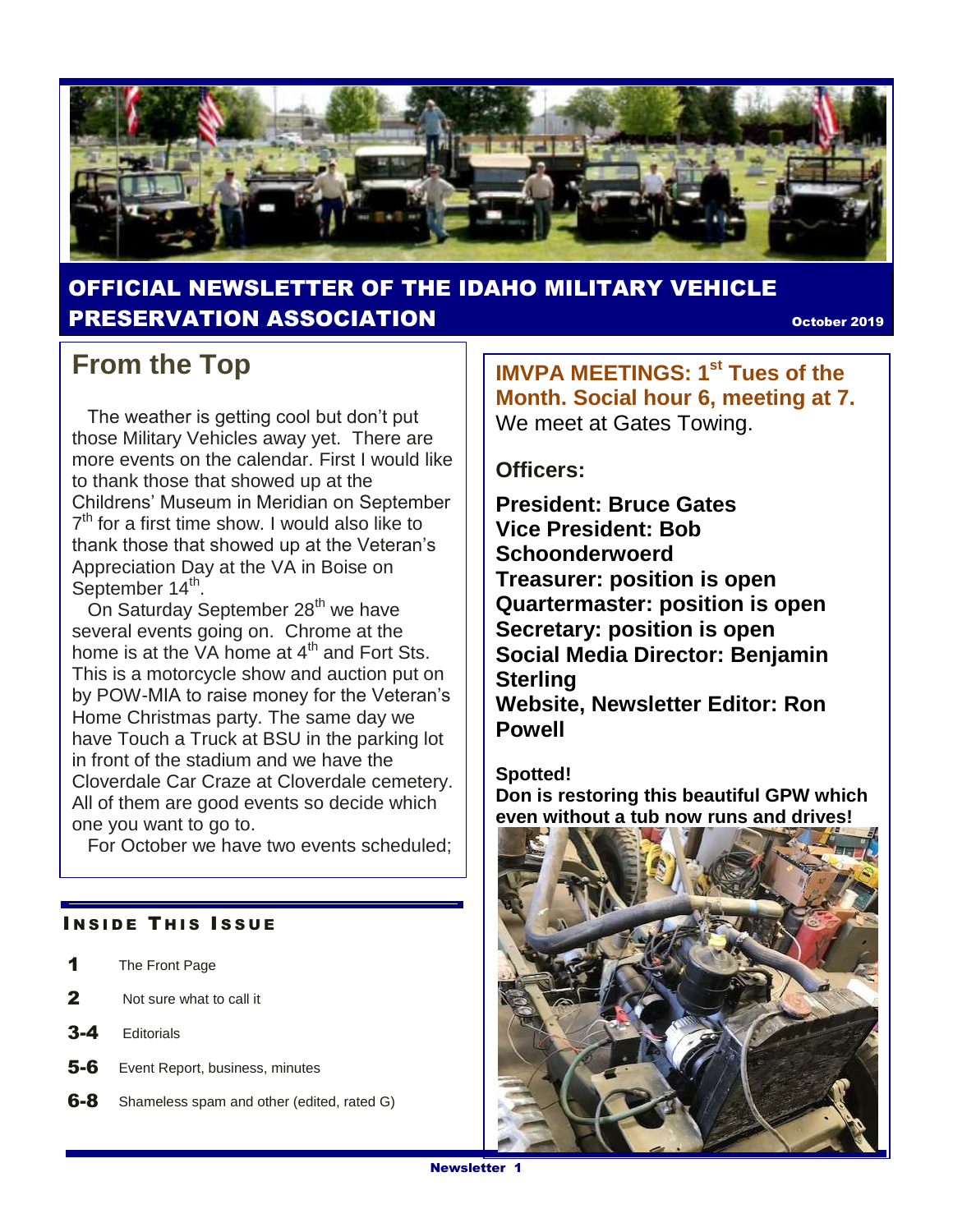# OFFICIAL NEWSLETTER OF THE IDAHO MILITARY VEHICLE PRESERVATION ASSOCIATION

October 2019

## From the Top

The weather is getting cool but don't put those Military Vehicles away yet. There are more events on the calendar. First I would like to thank those that showed up at the Childrens' Museum in Meridian on September 7th for a first time show. I would also like to thank those that showed up at the Veteran's Appreciation Day at the VA in Boise on September 14th.

On Saturday September 28th we have several events going on. Chrome at the home is at the VA home at 4th and Fort Sts. This is a motorcycle show and auction put on by POW-MIA to raise money for the Veteran's Home Christmas party. The same day we have Touch a Truck at BSU in the parking lot in front of the stadium and we have the Cloverdale Car Craze at Cloverdale cemetery. All of them are good events so decide which one you want to go to.

For October we have two events scheduled;

### Inside This Issue

| | |
|---|---|
| 1 | The Front Page |
| 2 | Not sure what to call it |
| 3-4 | Editorials |
| 5-6 | Event Report, business, minutes |
| 6-8 | Shameless spam and other (edited, rated G) |

**IMVPA MEETINGS: 1st Tues of the Month. Social hour 6, meeting at 7.**
We meet at Gates Towing.

**Officers:**

**President: Bruce Gates**
**Vice President: Bob Schoonderwoerd**
**Treasurer: position is open**
**Quartermaster: position is open**
**Secretary: position is open**
**Social Media Director: Benjamin Sterling**
**Website, Newsletter Editor: Ron Powell**

**Spotted!**
**Don is restoring this beautiful GPW which even without a tub now runs and drives!**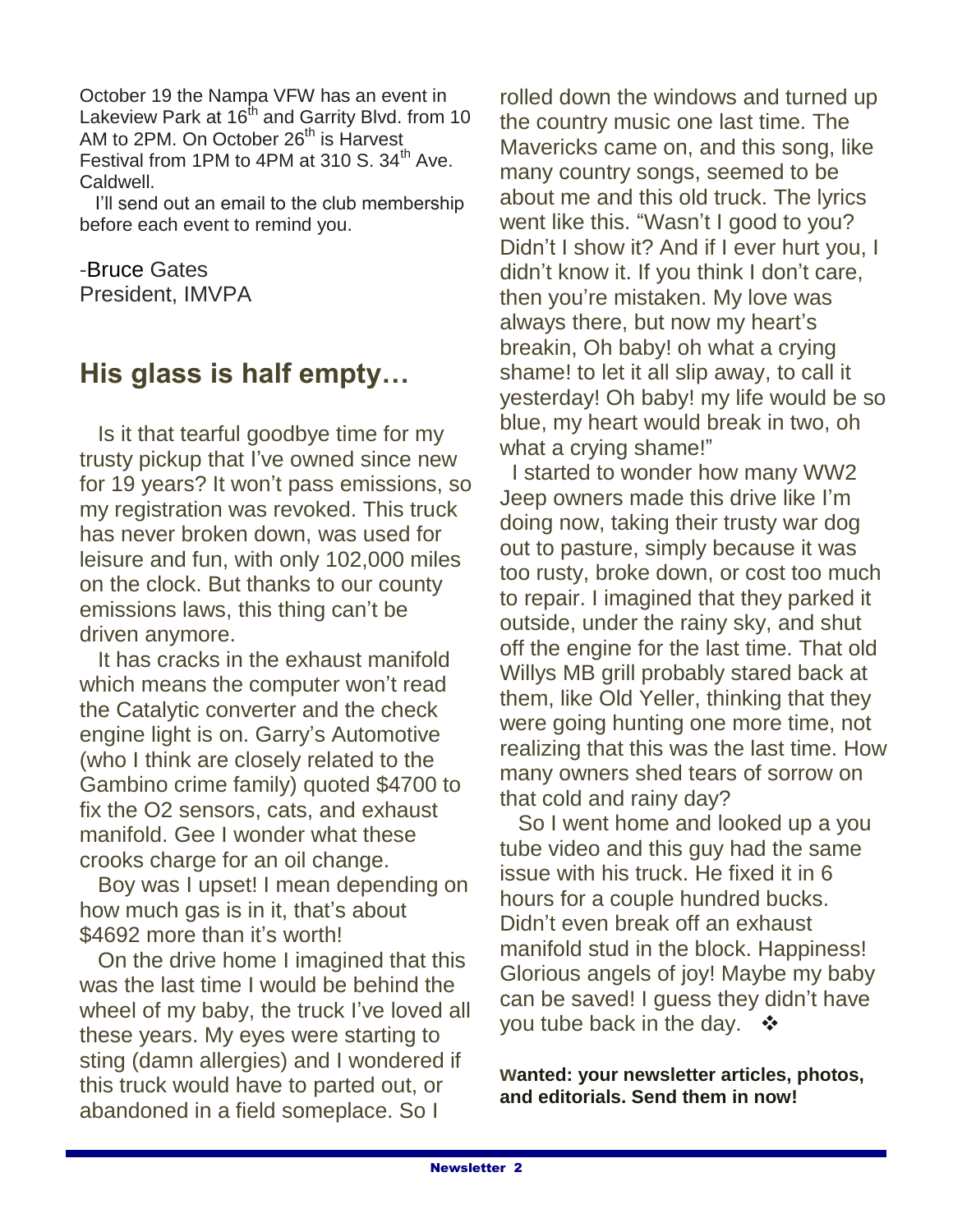October 19 the Nampa VFW has an event in Lakeview Park at 16th and Garrity Blvd. from 10 AM to 2PM. On October 26th is Harvest Festival from 1PM to 4PM at 310 S. 34th Ave. Caldwell.

I'll send out an email to the club membership before each event to remind you.

-Bruce Gates
President, IMVPA

## His glass is half empty…

Is it that tearful goodbye time for my trusty pickup that I've owned since new for 19 years? It won't pass emissions, so my registration was revoked. This truck has never broken down, was used for leisure and fun, with only 102,000 miles on the clock. But thanks to our county emissions laws, this thing can't be driven anymore.

It has cracks in the exhaust manifold which means the computer won't read the Catalytic converter and the check engine light is on. Garry's Automotive (who I think are closely related to the Gambino crime family) quoted $4700 to fix the O2 sensors, cats, and exhaust manifold. Gee I wonder what these crooks charge for an oil change.

Boy was I upset! I mean depending on how much gas is in it, that's about $4692 more than it's worth!

On the drive home I imagined that this was the last time I would be behind the wheel of my baby, the truck I've loved all these years. My eyes were starting to sting (damn allergies) and I wondered if this truck would have to parted out, or abandoned in a field someplace. So I rolled down the windows and turned up the country music one last time. The Mavericks came on, and this song, like many country songs, seemed to be about me and this old truck. The lyrics went like this. "Wasn't I good to you? Didn't I show it? And if I ever hurt you, I didn't know it. If you think I don't care, then you're mistaken. My love was always there, but now my heart's breakin, Oh baby! oh what a crying shame! to let it all slip away, to call it yesterday! Oh baby! my life would be so blue, my heart would break in two, oh what a crying shame!"

I started to wonder how many WW2 Jeep owners made this drive like I'm doing now, taking their trusty war dog out to pasture, simply because it was too rusty, broke down, or cost too much to repair. I imagined that they parked it outside, under the rainy sky, and shut off the engine for the last time. That old Willys MB grill probably stared back at them, like Old Yeller, thinking that they were going hunting one more time, not realizing that this was the last time. How many owners shed tears of sorrow on that cold and rainy day?

So I went home and looked up a you tube video and this guy had the same issue with his truck. He fixed it in 6 hours for a couple hundred bucks. Didn't even break off an exhaust manifold stud in the block. Happiness! Glorious angels of joy! Maybe my baby can be saved! I guess they didn't have you tube back in the day. ❖

**Wanted: your newsletter articles, photos, and editorials. Send them in now!**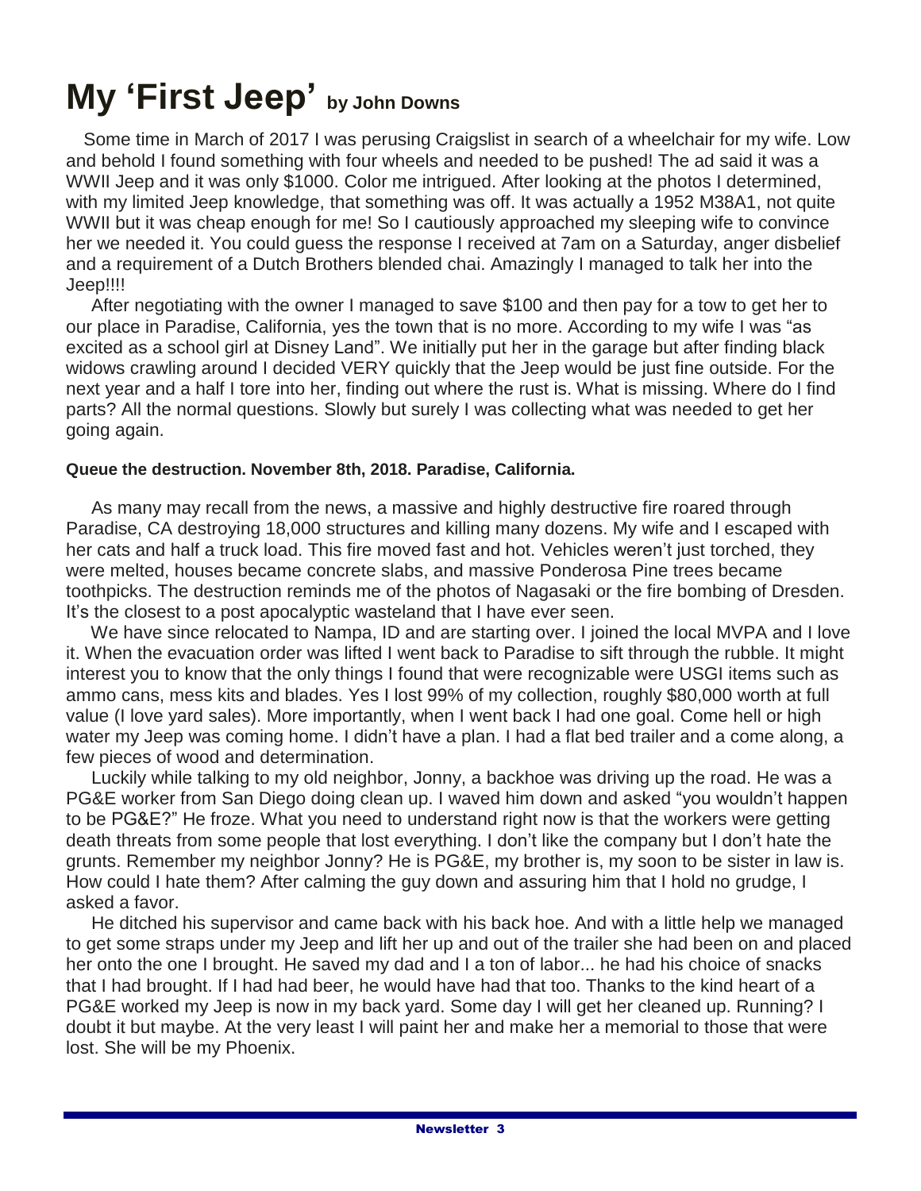# My 'First Jeep' by John Downs

Some time in March of 2017 I was perusing Craigslist in search of a wheelchair for my wife. Low and behold I found something with four wheels and needed to be pushed! The ad said it was a WWII Jeep and it was only $1000. Color me intrigued. After looking at the photos I determined, with my limited Jeep knowledge, that something was off. It was actually a 1952 M38A1, not quite WWII but it was cheap enough for me! So I cautiously approached my sleeping wife to convince her we needed it. You could guess the response I received at 7am on a Saturday, anger disbelief and a requirement of a Dutch Brothers blended chai. Amazingly I managed to talk her into the Jeep!!!!

After negotiating with the owner I managed to save $100 and then pay for a tow to get her to our place in Paradise, California, yes the town that is no more. According to my wife I was "as excited as a school girl at Disney Land". We initially put her in the garage but after finding black widows crawling around I decided VERY quickly that the Jeep would be just fine outside. For the next year and a half I tore into her, finding out where the rust is. What is missing. Where do I find parts? All the normal questions. Slowly but surely I was collecting what was needed to get her going again.

**Queue the destruction. November 8th, 2018. Paradise, California.**

As many may recall from the news, a massive and highly destructive fire roared through Paradise, CA destroying 18,000 structures and killing many dozens. My wife and I escaped with her cats and half a truck load. This fire moved fast and hot. Vehicles weren't just torched, they were melted, houses became concrete slabs, and massive Ponderosa Pine trees became toothpicks. The destruction reminds me of the photos of Nagasaki or the fire bombing of Dresden. It's the closest to a post apocalyptic wasteland that I have ever seen.

We have since relocated to Nampa, ID and are starting over. I joined the local MVPA and I love it. When the evacuation order was lifted I went back to Paradise to sift through the rubble. It might interest you to know that the only things I found that were recognizable were USGI items such as ammo cans, mess kits and blades. Yes I lost 99% of my collection, roughly $80,000 worth at full value (I love yard sales). More importantly, when I went back I had one goal. Come hell or high water my Jeep was coming home. I didn't have a plan. I had a flat bed trailer and a come along, a few pieces of wood and determination.

Luckily while talking to my old neighbor, Jonny, a backhoe was driving up the road. He was a PG&E worker from San Diego doing clean up. I waved him down and asked "you wouldn't happen to be PG&E?" He froze. What you need to understand right now is that the workers were getting death threats from some people that lost everything. I don't like the company but I don't hate the grunts. Remember my neighbor Jonny? He is PG&E, my brother is, my soon to be sister in law is. How could I hate them? After calming the guy down and assuring him that I hold no grudge, I asked a favor.

He ditched his supervisor and came back with his back hoe. And with a little help we managed to get some straps under my Jeep and lift her up and out of the trailer she had been on and placed her onto the one I brought. He saved my dad and I a ton of labor... he had his choice of snacks that I had brought. If I had had beer, he would have had that too. Thanks to the kind heart of a PG&E worked my Jeep is now in my back yard. Some day I will get her cleaned up. Running? I doubt it but maybe. At the very least I will paint her and make her a memorial to those that were lost. She will be my Phoenix.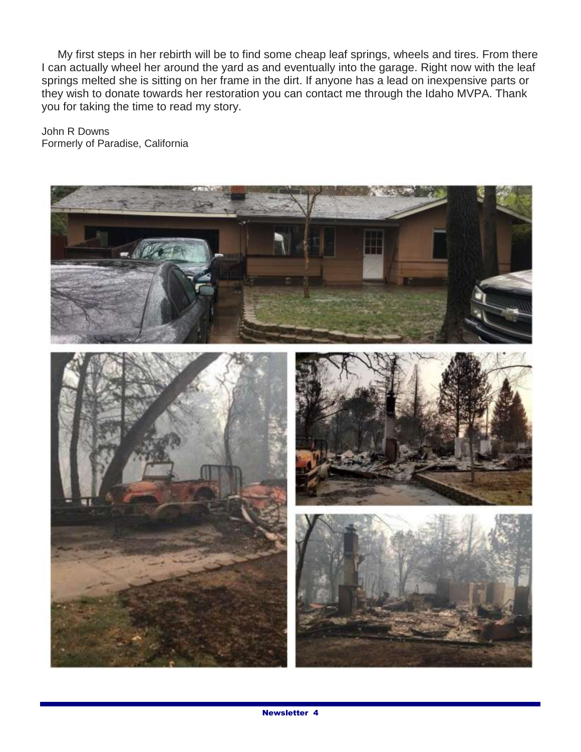My first steps in her rebirth will be to find some cheap leaf springs, wheels and tires. From there I can actually wheel her around the yard as and eventually into the garage. Right now with the leaf springs melted she is sitting on her frame in the dirt. If anyone has a lead on inexpensive parts or they wish to donate towards her restoration you can contact me through the Idaho MVPA. Thank you for taking the time to read my story.

John R Downs
Formerly of Paradise, California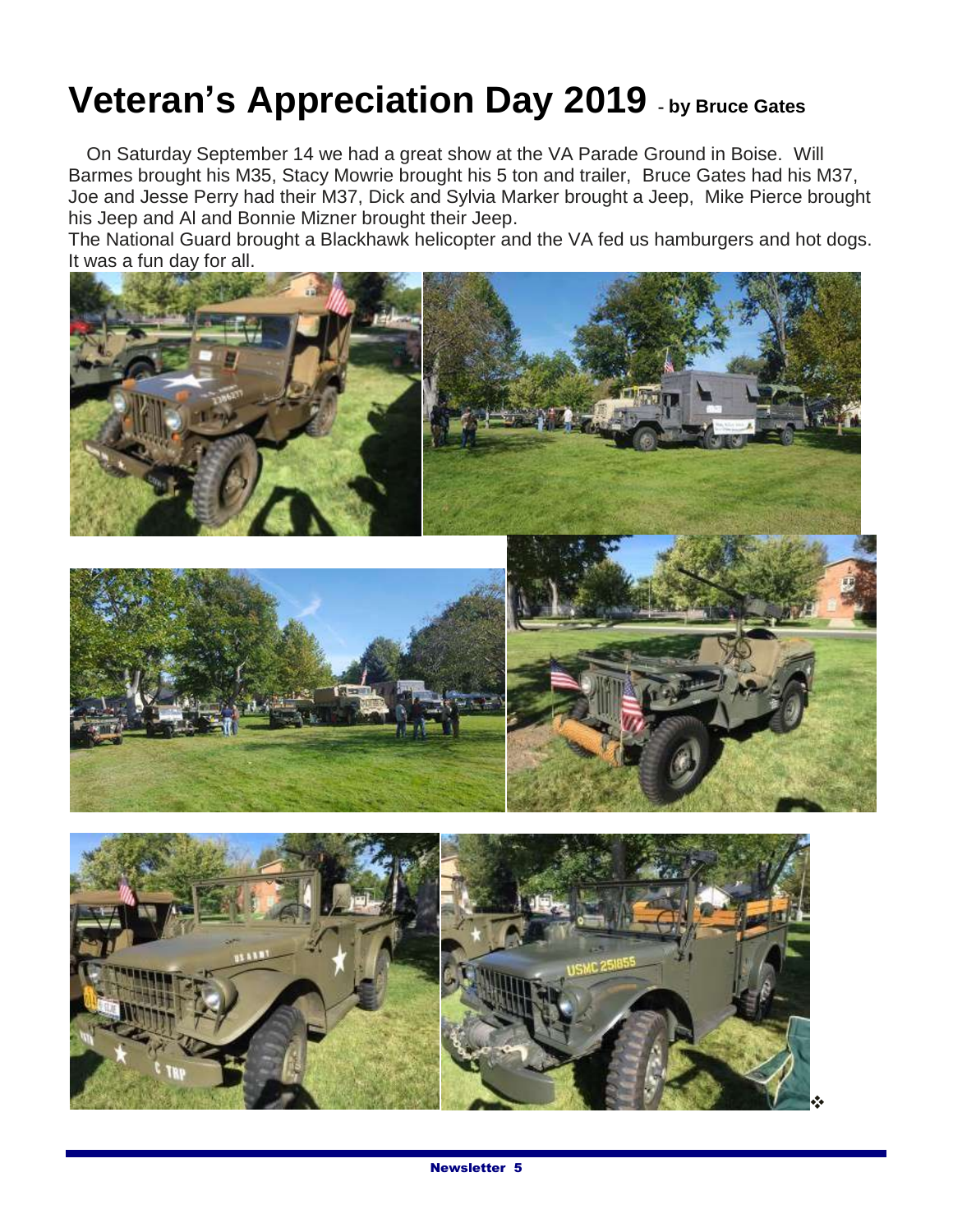# Veteran's Appreciation Day 2019 - by Bruce Gates

On Saturday September 14 we had a great show at the VA Parade Ground in Boise. Will Barmes brought his M35, Stacy Mowrie brought his 5 ton and trailer, Bruce Gates had his M37, Joe and Jesse Perry had their M37, Dick and Sylvia Marker brought a Jeep, Mike Pierce brought his Jeep and Al and Bonnie Mizner brought their Jeep.

The National Guard brought a Blackhawk helicopter and the VA fed us hamburgers and hot dogs. It was a fun day for all.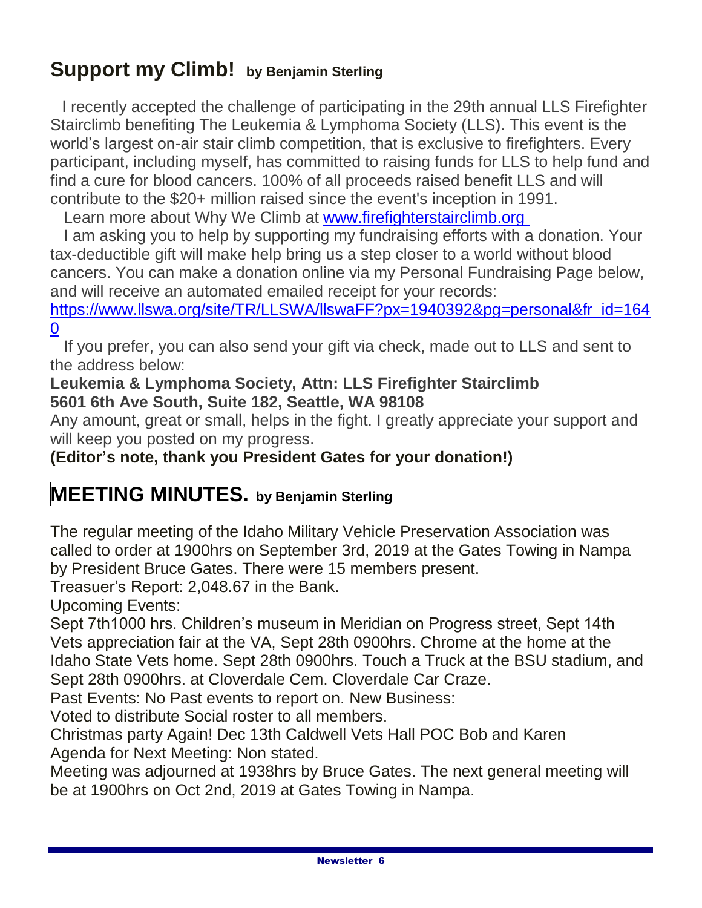## Support my Climb! by Benjamin Sterling

I recently accepted the challenge of participating in the 29th annual LLS Firefighter Stairclimb benefiting The Leukemia & Lymphoma Society (LLS). This event is the world's largest on-air stair climb competition, that is exclusive to firefighters. Every participant, including myself, has committed to raising funds for LLS to help fund and find a cure for blood cancers. 100% of all proceeds raised benefit LLS and will contribute to the $20+ million raised since the event's inception in 1991.

Learn more about Why We Climb at [www.firefighterstairclimb.org](http://www.firefighterstairclimb.org)

I am asking you to help by supporting my fundraising efforts with a donation. Your tax-deductible gift will make help bring us a step closer to a world without blood cancers. You can make a donation online via my Personal Fundraising Page below, and will receive an automated emailed receipt for your records:
[https://www.llswa.org/site/TR/LLSWA/llswaFF?px=1940392&pg=personal&fr_id=1640](https://www.llswa.org/site/TR/LLSWA/llswaFF?px=1940392&pg=personal&fr_id=1640)

If you prefer, you can also send your gift via check, made out to LLS and sent to the address below:

**Leukemia & Lymphoma Society, Attn: LLS Firefighter Stairclimb**
**5601 6th Ave South, Suite 182, Seattle, WA 98108**

Any amount, great or small, helps in the fight. I greatly appreciate your support and will keep you posted on my progress.

**(Editor's note, thank you President Gates for your donation!)**

## MEETING MINUTES. by Benjamin Sterling

The regular meeting of the Idaho Military Vehicle Preservation Association was called to order at 1900hrs on September 3rd, 2019 at the Gates Towing in Nampa by President Bruce Gates. There were 15 members present.

Treasuer's Report: 2,048.67 in the Bank.

Upcoming Events:

Sept 7th1000 hrs. Children's museum in Meridian on Progress street, Sept 14th Vets appreciation fair at the VA, Sept 28th 0900hrs. Chrome at the home at the Idaho State Vets home. Sept 28th 0900hrs. Touch a Truck at the BSU stadium, and Sept 28th 0900hrs. at Cloverdale Cem. Cloverdale Car Craze.

Past Events: No Past events to report on. New Business:

Voted to distribute Social roster to all members.

Christmas party Again! Dec 13th Caldwell Vets Hall POC Bob and Karen

Agenda for Next Meeting: Non stated.

Meeting was adjourned at 1938hrs by Bruce Gates. The next general meeting will be at 1900hrs on Oct 2nd, 2019 at Gates Towing in Nampa.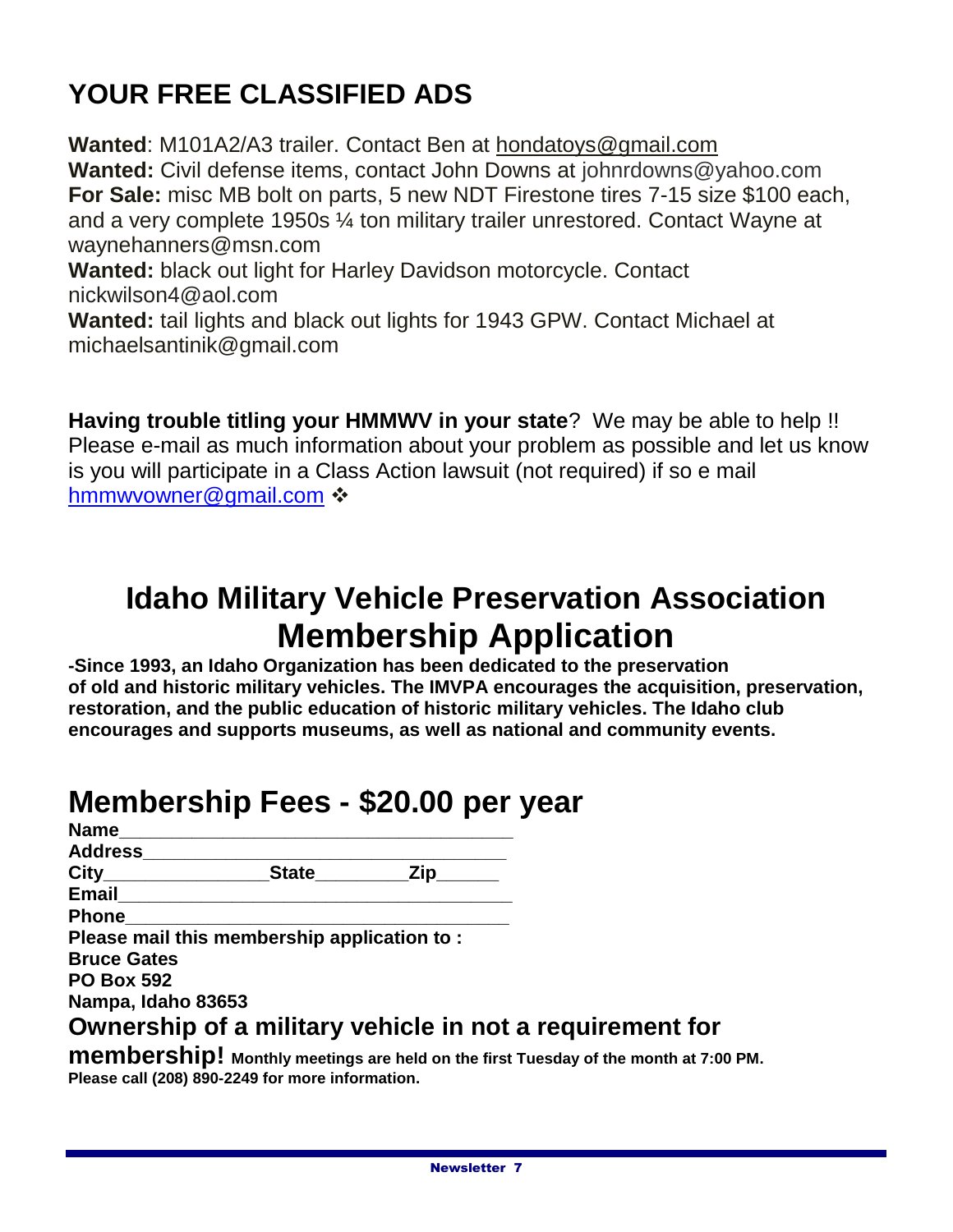## YOUR FREE CLASSIFIED ADS

**Wanted**: M101A2/A3 trailer. Contact Ben at hondatoys@gmail.com
**Wanted:** Civil defense items, contact John Downs at johnrdowns@yahoo.com
**For Sale:** misc MB bolt on parts, 5 new NDT Firestone tires 7-15 size $100 each, and a very complete 1950s ¼ ton military trailer unrestored. Contact Wayne at waynehanners@msn.com
**Wanted:** black out light for Harley Davidson motorcycle. Contact nickwilson4@aol.com
**Wanted:** tail lights and black out lights for 1943 GPW. Contact Michael at michaelsantinik@gmail.com

**Having trouble titling your HMMWV in your state**? We may be able to help !! Please e-mail as much information about your problem as possible and let us know is you will participate in a Class Action lawsuit (not required) if so e mail hmmwvowner@gmail.com ❖

# Idaho Military Vehicle Preservation Association Membership Application

**-Since 1993, an Idaho Organization has been dedicated to the preservation of old and historic military vehicles. The IMVPA encourages the acquisition, preservation, restoration, and the public education of historic military vehicles. The Idaho club encourages and supports museums, as well as national and community events.**

## Membership Fees - $20.00 per year

**Name**______________________________________
**Address**____________________________________
**City**_______________ **State**_________ **Zip**______
**Email**______________________________________
**Phone**_____________________________________
**Please mail this membership application to :**
**Bruce Gates**
**PO Box 592**
**Nampa, Idaho 83653**

### Ownership of a military vehicle in not a requirement for membership!

**Monthly meetings are held on the first Tuesday of the month at 7:00 PM. Please call (208) 890-2249 for more information.**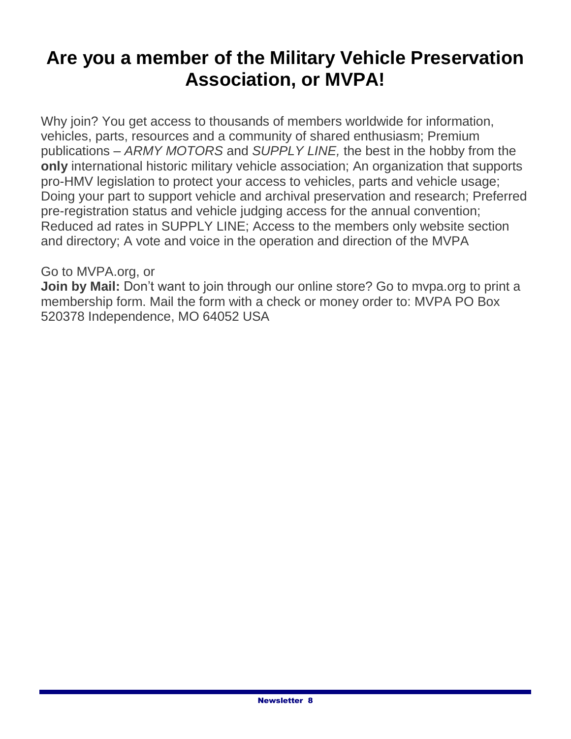# Are you a member of the Military Vehicle Preservation Association, or MVPA!

Why join? You get access to thousands of members worldwide for information, vehicles, parts, resources and a community of shared enthusiasm; Premium publications – *ARMY MOTORS* and *SUPPLY LINE,* the best in the hobby from the **only** international historic military vehicle association; An organization that supports pro-HMV legislation to protect your access to vehicles, parts and vehicle usage; Doing your part to support vehicle and archival preservation and research; Preferred pre-registration status and vehicle judging access for the annual convention; Reduced ad rates in SUPPLY LINE; Access to the members only website section and directory; A vote and voice in the operation and direction of the MVPA

Go to MVPA.org, or
**Join by Mail:** Don't want to join through our online store? Go to mvpa.org to print a membership form. Mail the form with a check or money order to: MVPA PO Box 520378 Independence, MO 64052 USA